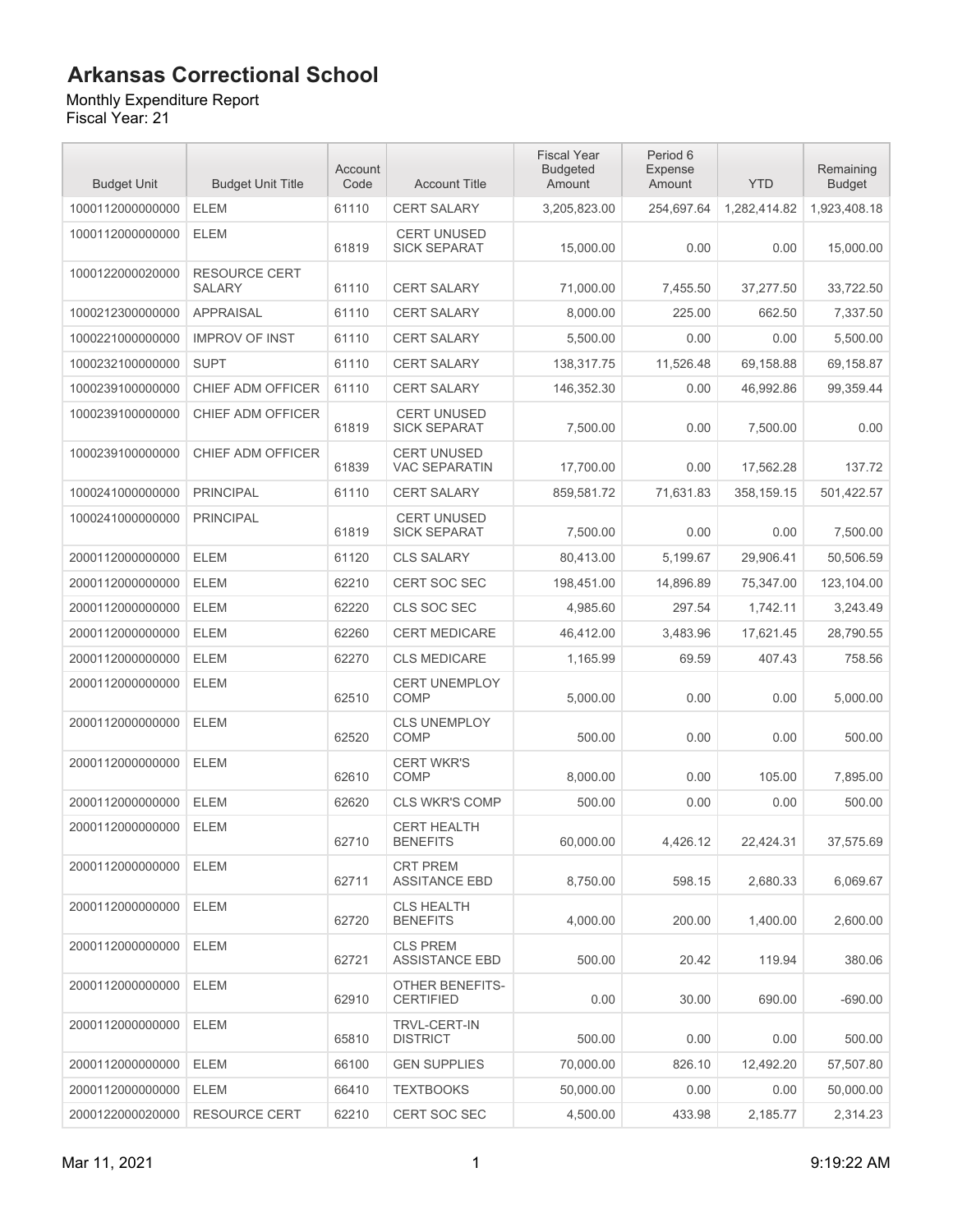# Arkansas Correctional School

Monthly Expenditure Report
Fiscal Year: 21

| Budget Unit | Budget Unit Title | Account Code | Account Title | Fiscal Year Budgeted Amount | Period 6 Expense Amount | YTD | Remaining Budget |
|---|---|---|---|---|---|---|---|
| 1000112000000000 | ELEM | 61110 | CERT SALARY | 3,205,823.00 | 254,697.64 | 1,282,414.82 | 1,923,408.18 |
| 1000112000000000 | ELEM | 61819 | CERT UNUSED SICK SEPARAT | 15,000.00 | 0.00 | 0.00 | 15,000.00 |
| 1000122000020000 | RESOURCE CERT SALARY | 61110 | CERT SALARY | 71,000.00 | 7,455.50 | 37,277.50 | 33,722.50 |
| 1000212300000000 | APPRAISAL | 61110 | CERT SALARY | 8,000.00 | 225.00 | 662.50 | 7,337.50 |
| 1000221000000000 | IMPROV OF INST | 61110 | CERT SALARY | 5,500.00 | 0.00 | 0.00 | 5,500.00 |
| 1000232100000000 | SUPT | 61110 | CERT SALARY | 138,317.75 | 11,526.48 | 69,158.88 | 69,158.87 |
| 1000239100000000 | CHIEF ADM OFFICER | 61110 | CERT SALARY | 146,352.30 | 0.00 | 46,992.86 | 99,359.44 |
| 1000239100000000 | CHIEF ADM OFFICER | 61819 | CERT UNUSED SICK SEPARAT | 7,500.00 | 0.00 | 7,500.00 | 0.00 |
| 1000239100000000 | CHIEF ADM OFFICER | 61839 | CERT UNUSED VAC SEPARATIN | 17,700.00 | 0.00 | 17,562.28 | 137.72 |
| 1000241000000000 | PRINCIPAL | 61110 | CERT SALARY | 859,581.72 | 71,631.83 | 358,159.15 | 501,422.57 |
| 1000241000000000 | PRINCIPAL | 61819 | CERT UNUSED SICK SEPARAT | 7,500.00 | 0.00 | 0.00 | 7,500.00 |
| 2000112000000000 | ELEM | 61120 | CLS SALARY | 80,413.00 | 5,199.67 | 29,906.41 | 50,506.59 |
| 2000112000000000 | ELEM | 62210 | CERT SOC SEC | 198,451.00 | 14,896.89 | 75,347.00 | 123,104.00 |
| 2000112000000000 | ELEM | 62220 | CLS SOC SEC | 4,985.60 | 297.54 | 1,742.11 | 3,243.49 |
| 2000112000000000 | ELEM | 62260 | CERT MEDICARE | 46,412.00 | 3,483.96 | 17,621.45 | 28,790.55 |
| 2000112000000000 | ELEM | 62270 | CLS MEDICARE | 1,165.99 | 69.59 | 407.43 | 758.56 |
| 2000112000000000 | ELEM | 62510 | CERT UNEMPLOY COMP | 5,000.00 | 0.00 | 0.00 | 5,000.00 |
| 2000112000000000 | ELEM | 62520 | CLS UNEMPLOY COMP | 500.00 | 0.00 | 0.00 | 500.00 |
| 2000112000000000 | ELEM | 62610 | CERT WKR'S COMP | 8,000.00 | 0.00 | 105.00 | 7,895.00 |
| 2000112000000000 | ELEM | 62620 | CLS WKR'S COMP | 500.00 | 0.00 | 0.00 | 500.00 |
| 2000112000000000 | ELEM | 62710 | CERT HEALTH BENEFITS | 60,000.00 | 4,426.12 | 22,424.31 | 37,575.69 |
| 2000112000000000 | ELEM | 62711 | CRT PREM ASSITANCE EBD | 8,750.00 | 598.15 | 2,680.33 | 6,069.67 |
| 2000112000000000 | ELEM | 62720 | CLS HEALTH BENEFITS | 4,000.00 | 200.00 | 1,400.00 | 2,600.00 |
| 2000112000000000 | ELEM | 62721 | CLS PREM ASSISTANCE EBD | 500.00 | 20.42 | 119.94 | 380.06 |
| 2000112000000000 | ELEM | 62910 | OTHER BENEFITS-CERTIFIED | 0.00 | 30.00 | 690.00 | -690.00 |
| 2000112000000000 | ELEM | 65810 | TRVL-CERT-IN DISTRICT | 500.00 | 0.00 | 0.00 | 500.00 |
| 2000112000000000 | ELEM | 66100 | GEN SUPPLIES | 70,000.00 | 826.10 | 12,492.20 | 57,507.80 |
| 2000112000000000 | ELEM | 66410 | TEXTBOOKS | 50,000.00 | 0.00 | 0.00 | 50,000.00 |
| 2000122000020000 | RESOURCE CERT | 62210 | CERT SOC SEC | 4,500.00 | 433.98 | 2,185.77 | 2,314.23 |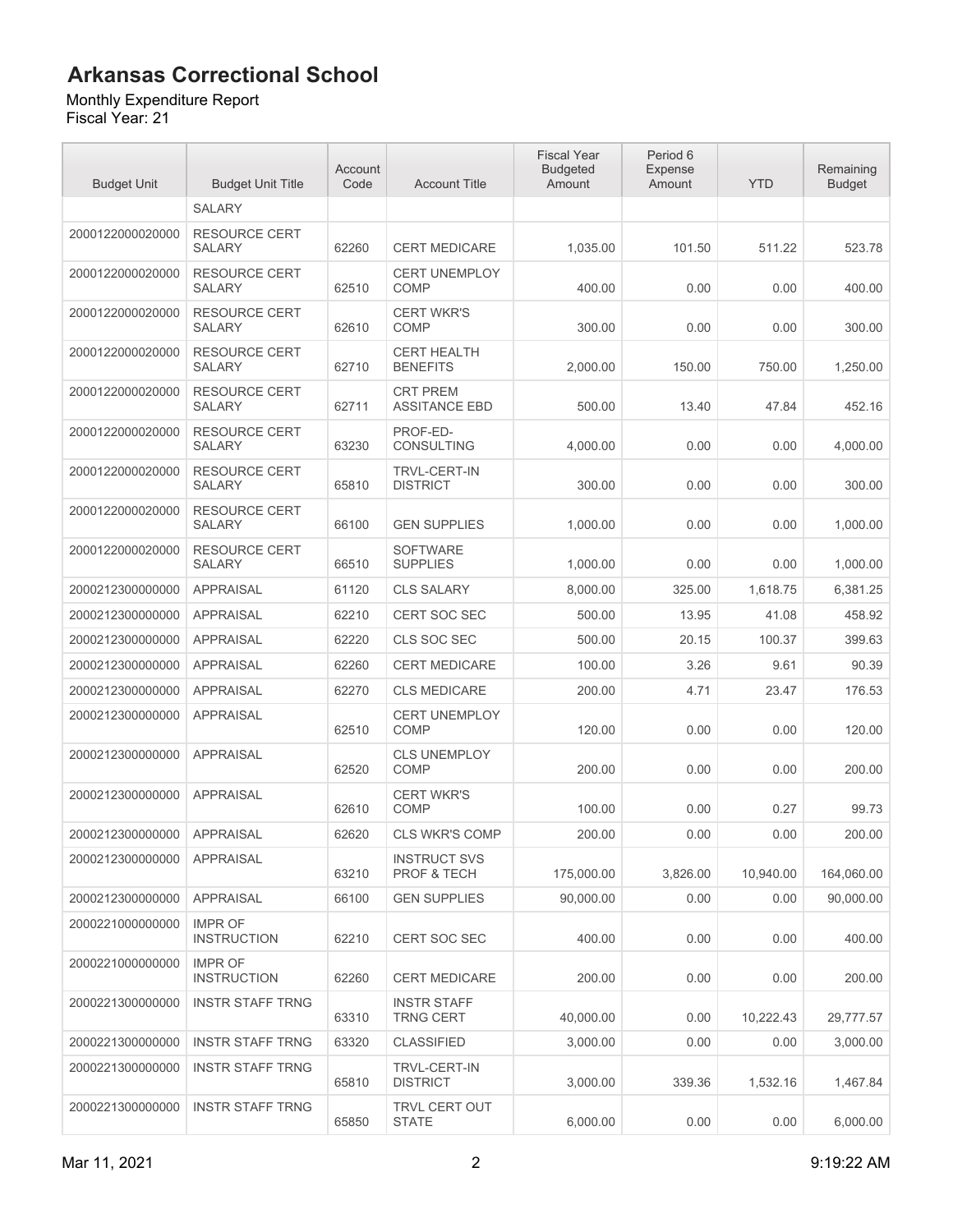# Arkansas Correctional School

Monthly Expenditure Report
Fiscal Year: 21

| Budget Unit | Budget Unit Title | Account Code | Account Title | Fiscal Year Budgeted Amount | Period 6 Expense Amount | YTD | Remaining Budget |
|---|---|---|---|---|---|---|---|
| | SALARY | | | | | | |
| 2000122000020000 | RESOURCE CERT SALARY | 62260 | CERT MEDICARE | 1,035.00 | 101.50 | 511.22 | 523.78 |
| 2000122000020000 | RESOURCE CERT SALARY | 62510 | CERT UNEMPLOY COMP | 400.00 | 0.00 | 0.00 | 400.00 |
| 2000122000020000 | RESOURCE CERT SALARY | 62610 | CERT WKR'S COMP | 300.00 | 0.00 | 0.00 | 300.00 |
| 2000122000020000 | RESOURCE CERT SALARY | 62710 | CERT HEALTH BENEFITS | 2,000.00 | 150.00 | 750.00 | 1,250.00 |
| 2000122000020000 | RESOURCE CERT SALARY | 62711 | CRT PREM ASSITANCE EBD | 500.00 | 13.40 | 47.84 | 452.16 |
| 2000122000020000 | RESOURCE CERT SALARY | 63230 | PROF-ED-CONSULTING | 4,000.00 | 0.00 | 0.00 | 4,000.00 |
| 2000122000020000 | RESOURCE CERT SALARY | 65810 | TRVL-CERT-IN DISTRICT | 300.00 | 0.00 | 0.00 | 300.00 |
| 2000122000020000 | RESOURCE CERT SALARY | 66100 | GEN SUPPLIES | 1,000.00 | 0.00 | 0.00 | 1,000.00 |
| 2000122000020000 | RESOURCE CERT SALARY | 66510 | SOFTWARE SUPPLIES | 1,000.00 | 0.00 | 0.00 | 1,000.00 |
| 2000212300000000 | APPRAISAL | 61120 | CLS SALARY | 8,000.00 | 325.00 | 1,618.75 | 6,381.25 |
| 2000212300000000 | APPRAISAL | 62210 | CERT SOC SEC | 500.00 | 13.95 | 41.08 | 458.92 |
| 2000212300000000 | APPRAISAL | 62220 | CLS SOC SEC | 500.00 | 20.15 | 100.37 | 399.63 |
| 2000212300000000 | APPRAISAL | 62260 | CERT MEDICARE | 100.00 | 3.26 | 9.61 | 90.39 |
| 2000212300000000 | APPRAISAL | 62270 | CLS MEDICARE | 200.00 | 4.71 | 23.47 | 176.53 |
| 2000212300000000 | APPRAISAL | 62510 | CERT UNEMPLOY COMP | 120.00 | 0.00 | 0.00 | 120.00 |
| 2000212300000000 | APPRAISAL | 62520 | CLS UNEMPLOY COMP | 200.00 | 0.00 | 0.00 | 200.00 |
| 2000212300000000 | APPRAISAL | 62610 | CERT WKR'S COMP | 100.00 | 0.00 | 0.27 | 99.73 |
| 2000212300000000 | APPRAISAL | 62620 | CLS WKR'S COMP | 200.00 | 0.00 | 0.00 | 200.00 |
| 2000212300000000 | APPRAISAL | 63210 | INSTRUCT SVS PROF & TECH | 175,000.00 | 3,826.00 | 10,940.00 | 164,060.00 |
| 2000212300000000 | APPRAISAL | 66100 | GEN SUPPLIES | 90,000.00 | 0.00 | 0.00 | 90,000.00 |
| 2000221000000000 | IMPR OF INSTRUCTION | 62210 | CERT SOC SEC | 400.00 | 0.00 | 0.00 | 400.00 |
| 2000221000000000 | IMPR OF INSTRUCTION | 62260 | CERT MEDICARE | 200.00 | 0.00 | 0.00 | 200.00 |
| 2000221300000000 | INSTR STAFF TRNG | 63310 | INSTR STAFF TRNG CERT | 40,000.00 | 0.00 | 10,222.43 | 29,777.57 |
| 2000221300000000 | INSTR STAFF TRNG | 63320 | CLASSIFIED | 3,000.00 | 0.00 | 0.00 | 3,000.00 |
| 2000221300000000 | INSTR STAFF TRNG | 65810 | TRVL-CERT-IN DISTRICT | 3,000.00 | 339.36 | 1,532.16 | 1,467.84 |
| 2000221300000000 | INSTR STAFF TRNG | 65850 | TRVL CERT OUT STATE | 6,000.00 | 0.00 | 0.00 | 6,000.00 |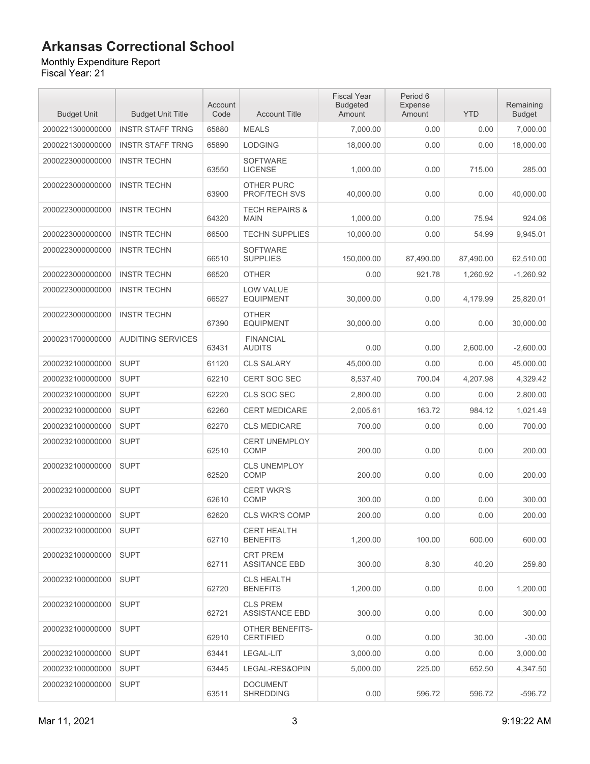# Arkansas Correctional School

Monthly Expenditure Report
Fiscal Year: 21

| Budget Unit | Budget Unit Title | Account Code | Account Title | Fiscal Year Budgeted Amount | Period 6 Expense Amount | YTD | Remaining Budget |
|---|---|---|---|---|---|---|---|
| 2000221300000000 | INSTR STAFF TRNG | 65880 | MEALS | 7,000.00 | 0.00 | 0.00 | 7,000.00 |
| 2000221300000000 | INSTR STAFF TRNG | 65890 | LODGING | 18,000.00 | 0.00 | 0.00 | 18,000.00 |
| 2000223000000000 | INSTR TECHN | 63550 | SOFTWARE LICENSE | 1,000.00 | 0.00 | 715.00 | 285.00 |
| 2000223000000000 | INSTR TECHN | 63900 | OTHER PURC PROF/TECH SVS | 40,000.00 | 0.00 | 0.00 | 40,000.00 |
| 2000223000000000 | INSTR TECHN | 64320 | TECH REPAIRS & MAIN | 1,000.00 | 0.00 | 75.94 | 924.06 |
| 2000223000000000 | INSTR TECHN | 66500 | TECHN SUPPLIES | 10,000.00 | 0.00 | 54.99 | 9,945.01 |
| 2000223000000000 | INSTR TECHN | 66510 | SOFTWARE SUPPLIES | 150,000.00 | 87,490.00 | 87,490.00 | 62,510.00 |
| 2000223000000000 | INSTR TECHN | 66520 | OTHER | 0.00 | 921.78 | 1,260.92 | -1,260.92 |
| 2000223000000000 | INSTR TECHN | 66527 | LOW VALUE EQUIPMENT | 30,000.00 | 0.00 | 4,179.99 | 25,820.01 |
| 2000223000000000 | INSTR TECHN | 67390 | OTHER EQUIPMENT | 30,000.00 | 0.00 | 0.00 | 30,000.00 |
| 2000231700000000 | AUDITING SERVICES | 63431 | FINANCIAL AUDITS | 0.00 | 0.00 | 2,600.00 | -2,600.00 |
| 2000232100000000 | SUPT | 61120 | CLS SALARY | 45,000.00 | 0.00 | 0.00 | 45,000.00 |
| 2000232100000000 | SUPT | 62210 | CERT SOC SEC | 8,537.40 | 700.04 | 4,207.98 | 4,329.42 |
| 2000232100000000 | SUPT | 62220 | CLS SOC SEC | 2,800.00 | 0.00 | 0.00 | 2,800.00 |
| 2000232100000000 | SUPT | 62260 | CERT MEDICARE | 2,005.61 | 163.72 | 984.12 | 1,021.49 |
| 2000232100000000 | SUPT | 62270 | CLS MEDICARE | 700.00 | 0.00 | 0.00 | 700.00 |
| 2000232100000000 | SUPT | 62510 | CERT UNEMPLOY COMP | 200.00 | 0.00 | 0.00 | 200.00 |
| 2000232100000000 | SUPT | 62520 | CLS UNEMPLOY COMP | 200.00 | 0.00 | 0.00 | 200.00 |
| 2000232100000000 | SUPT | 62610 | CERT WKR'S COMP | 300.00 | 0.00 | 0.00 | 300.00 |
| 2000232100000000 | SUPT | 62620 | CLS WKR'S COMP | 200.00 | 0.00 | 0.00 | 200.00 |
| 2000232100000000 | SUPT | 62710 | CERT HEALTH BENEFITS | 1,200.00 | 100.00 | 600.00 | 600.00 |
| 2000232100000000 | SUPT | 62711 | CRT PREM ASSITANCE EBD | 300.00 | 8.30 | 40.20 | 259.80 |
| 2000232100000000 | SUPT | 62720 | CLS HEALTH BENEFITS | 1,200.00 | 0.00 | 0.00 | 1,200.00 |
| 2000232100000000 | SUPT | 62721 | CLS PREM ASSISTANCE EBD | 300.00 | 0.00 | 0.00 | 300.00 |
| 2000232100000000 | SUPT | 62910 | OTHER BENEFITS-CERTIFIED | 0.00 | 0.00 | 30.00 | -30.00 |
| 2000232100000000 | SUPT | 63441 | LEGAL-LIT | 3,000.00 | 0.00 | 0.00 | 3,000.00 |
| 2000232100000000 | SUPT | 63445 | LEGAL-RES&OPIN | 5,000.00 | 225.00 | 652.50 | 4,347.50 |
| 2000232100000000 | SUPT | 63511 | DOCUMENT SHREDDING | 0.00 | 596.72 | 596.72 | -596.72 |

Mar 11, 2021 9:19:22 AM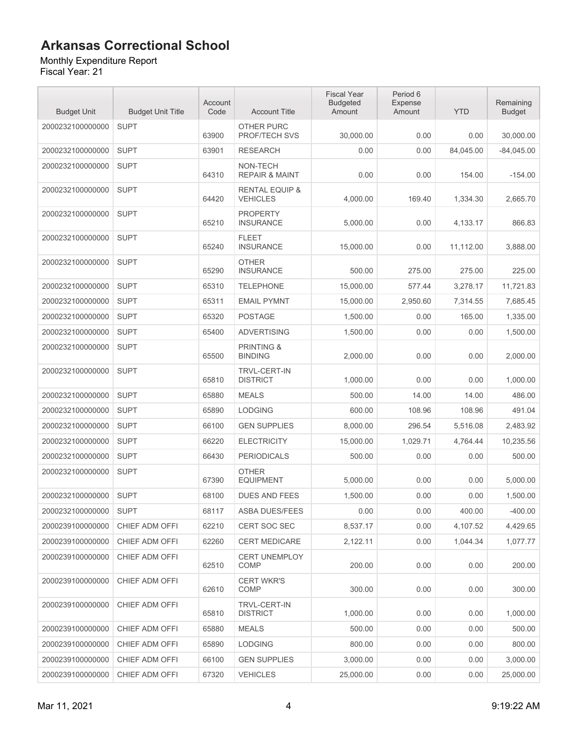# Arkansas Correctional School

Monthly Expenditure Report
Fiscal Year: 21

| Budget Unit | Budget Unit Title | Account Code | Account Title | Fiscal Year Budgeted Amount | Period 6 Expense Amount | YTD | Remaining Budget |
|---|---|---|---|---|---|---|---|
| 2000232100000000 | SUPT | 63900 | OTHER PURC PROF/TECH SVS | 30,000.00 | 0.00 | 0.00 | 30,000.00 |
| 2000232100000000 | SUPT | 63901 | RESEARCH | 0.00 | 0.00 | 84,045.00 | -84,045.00 |
| 2000232100000000 | SUPT | 64310 | NON-TECH REPAIR & MAINT | 0.00 | 0.00 | 154.00 | -154.00 |
| 2000232100000000 | SUPT | 64420 | RENTAL EQUIP & VEHICLES | 4,000.00 | 169.40 | 1,334.30 | 2,665.70 |
| 2000232100000000 | SUPT | 65210 | PROPERTY INSURANCE | 5,000.00 | 0.00 | 4,133.17 | 866.83 |
| 2000232100000000 | SUPT | 65240 | FLEET INSURANCE | 15,000.00 | 0.00 | 11,112.00 | 3,888.00 |
| 2000232100000000 | SUPT | 65290 | OTHER INSURANCE | 500.00 | 275.00 | 275.00 | 225.00 |
| 2000232100000000 | SUPT | 65310 | TELEPHONE | 15,000.00 | 577.44 | 3,278.17 | 11,721.83 |
| 2000232100000000 | SUPT | 65311 | EMAIL PYMNT | 15,000.00 | 2,950.60 | 7,314.55 | 7,685.45 |
| 2000232100000000 | SUPT | 65320 | POSTAGE | 1,500.00 | 0.00 | 165.00 | 1,335.00 |
| 2000232100000000 | SUPT | 65400 | ADVERTISING | 1,500.00 | 0.00 | 0.00 | 1,500.00 |
| 2000232100000000 | SUPT | 65500 | PRINTING & BINDING | 2,000.00 | 0.00 | 0.00 | 2,000.00 |
| 2000232100000000 | SUPT | 65810 | TRVL-CERT-IN DISTRICT | 1,000.00 | 0.00 | 0.00 | 1,000.00 |
| 2000232100000000 | SUPT | 65880 | MEALS | 500.00 | 14.00 | 14.00 | 486.00 |
| 2000232100000000 | SUPT | 65890 | LODGING | 600.00 | 108.96 | 108.96 | 491.04 |
| 2000232100000000 | SUPT | 66100 | GEN SUPPLIES | 8,000.00 | 296.54 | 5,516.08 | 2,483.92 |
| 2000232100000000 | SUPT | 66220 | ELECTRICITY | 15,000.00 | 1,029.71 | 4,764.44 | 10,235.56 |
| 2000232100000000 | SUPT | 66430 | PERIODICALS | 500.00 | 0.00 | 0.00 | 500.00 |
| 2000232100000000 | SUPT | 67390 | OTHER EQUIPMENT | 5,000.00 | 0.00 | 0.00 | 5,000.00 |
| 2000232100000000 | SUPT | 68100 | DUES AND FEES | 1,500.00 | 0.00 | 0.00 | 1,500.00 |
| 2000232100000000 | SUPT | 68117 | ASBA DUES/FEES | 0.00 | 0.00 | 400.00 | -400.00 |
| 2000239100000000 | CHIEF ADM OFFI | 62210 | CERT SOC SEC | 8,537.17 | 0.00 | 4,107.52 | 4,429.65 |
| 2000239100000000 | CHIEF ADM OFFI | 62260 | CERT MEDICARE | 2,122.11 | 0.00 | 1,044.34 | 1,077.77 |
| 2000239100000000 | CHIEF ADM OFFI | 62510 | CERT UNEMPLOY COMP | 200.00 | 0.00 | 0.00 | 200.00 |
| 2000239100000000 | CHIEF ADM OFFI | 62610 | CERT WKR'S COMP | 300.00 | 0.00 | 0.00 | 300.00 |
| 2000239100000000 | CHIEF ADM OFFI | 65810 | TRVL-CERT-IN DISTRICT | 1,000.00 | 0.00 | 0.00 | 1,000.00 |
| 2000239100000000 | CHIEF ADM OFFI | 65880 | MEALS | 500.00 | 0.00 | 0.00 | 500.00 |
| 2000239100000000 | CHIEF ADM OFFI | 65890 | LODGING | 800.00 | 0.00 | 0.00 | 800.00 |
| 2000239100000000 | CHIEF ADM OFFI | 66100 | GEN SUPPLIES | 3,000.00 | 0.00 | 0.00 | 3,000.00 |
| 2000239100000000 | CHIEF ADM OFFI | 67320 | VEHICLES | 25,000.00 | 0.00 | 0.00 | 25,000.00 |

Mar 11, 2021 9:19:22 AM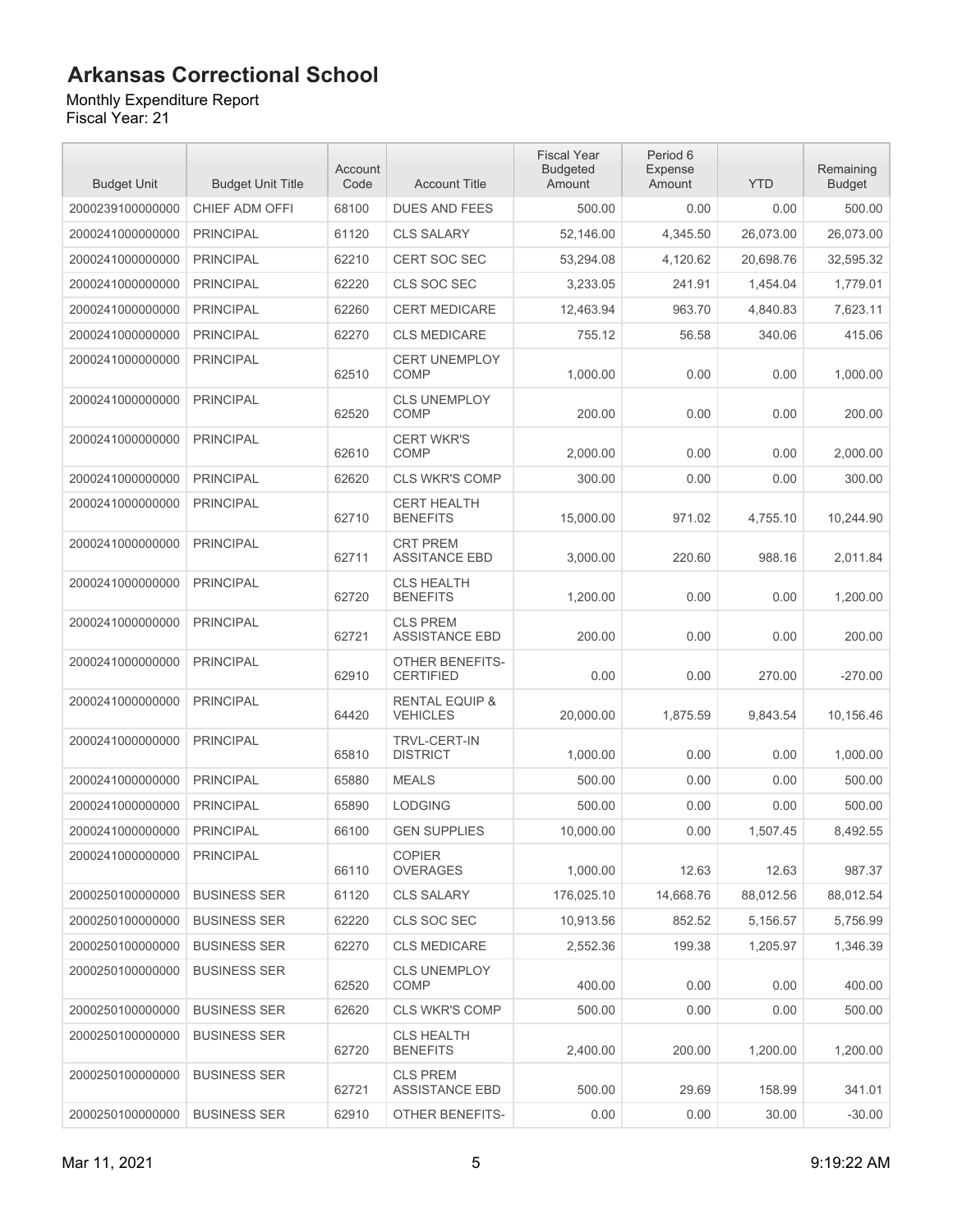# Arkansas Correctional School

Monthly Expenditure Report
Fiscal Year: 21

| Budget Unit | Budget Unit Title | Account Code | Account Title | Fiscal Year Budgeted Amount | Period 6 Expense Amount | YTD | Remaining Budget |
|---|---|---|---|---|---|---|---|
| 2000239100000000 | CHIEF ADM OFFI | 68100 | DUES AND FEES | 500.00 | 0.00 | 0.00 | 500.00 |
| 2000241000000000 | PRINCIPAL | 61120 | CLS SALARY | 52,146.00 | 4,345.50 | 26,073.00 | 26,073.00 |
| 2000241000000000 | PRINCIPAL | 62210 | CERT SOC SEC | 53,294.08 | 4,120.62 | 20,698.76 | 32,595.32 |
| 2000241000000000 | PRINCIPAL | 62220 | CLS SOC SEC | 3,233.05 | 241.91 | 1,454.04 | 1,779.01 |
| 2000241000000000 | PRINCIPAL | 62260 | CERT MEDICARE | 12,463.94 | 963.70 | 4,840.83 | 7,623.11 |
| 2000241000000000 | PRINCIPAL | 62270 | CLS MEDICARE | 755.12 | 56.58 | 340.06 | 415.06 |
| 2000241000000000 | PRINCIPAL | 62510 | CERT UNEMPLOY COMP | 1,000.00 | 0.00 | 0.00 | 1,000.00 |
| 2000241000000000 | PRINCIPAL | 62520 | CLS UNEMPLOY COMP | 200.00 | 0.00 | 0.00 | 200.00 |
| 2000241000000000 | PRINCIPAL | 62610 | CERT WKR'S COMP | 2,000.00 | 0.00 | 0.00 | 2,000.00 |
| 2000241000000000 | PRINCIPAL | 62620 | CLS WKR'S COMP | 300.00 | 0.00 | 0.00 | 300.00 |
| 2000241000000000 | PRINCIPAL | 62710 | CERT HEALTH BENEFITS | 15,000.00 | 971.02 | 4,755.10 | 10,244.90 |
| 2000241000000000 | PRINCIPAL | 62711 | CRT PREM ASSITANCE EBD | 3,000.00 | 220.60 | 988.16 | 2,011.84 |
| 2000241000000000 | PRINCIPAL | 62720 | CLS HEALTH BENEFITS | 1,200.00 | 0.00 | 0.00 | 1,200.00 |
| 2000241000000000 | PRINCIPAL | 62721 | CLS PREM ASSISTANCE EBD | 200.00 | 0.00 | 0.00 | 200.00 |
| 2000241000000000 | PRINCIPAL | 62910 | OTHER BENEFITS-CERTIFIED | 0.00 | 0.00 | 270.00 | -270.00 |
| 2000241000000000 | PRINCIPAL | 64420 | RENTAL EQUIP & VEHICLES | 20,000.00 | 1,875.59 | 9,843.54 | 10,156.46 |
| 2000241000000000 | PRINCIPAL | 65810 | TRVL-CERT-IN DISTRICT | 1,000.00 | 0.00 | 0.00 | 1,000.00 |
| 2000241000000000 | PRINCIPAL | 65880 | MEALS | 500.00 | 0.00 | 0.00 | 500.00 |
| 2000241000000000 | PRINCIPAL | 65890 | LODGING | 500.00 | 0.00 | 0.00 | 500.00 |
| 2000241000000000 | PRINCIPAL | 66100 | GEN SUPPLIES | 10,000.00 | 0.00 | 1,507.45 | 8,492.55 |
| 2000241000000000 | PRINCIPAL | 66110 | COPIER OVERAGES | 1,000.00 | 12.63 | 12.63 | 987.37 |
| 2000250100000000 | BUSINESS SER | 61120 | CLS SALARY | 176,025.10 | 14,668.76 | 88,012.56 | 88,012.54 |
| 2000250100000000 | BUSINESS SER | 62220 | CLS SOC SEC | 10,913.56 | 852.52 | 5,156.57 | 5,756.99 |
| 2000250100000000 | BUSINESS SER | 62270 | CLS MEDICARE | 2,552.36 | 199.38 | 1,205.97 | 1,346.39 |
| 2000250100000000 | BUSINESS SER | 62520 | CLS UNEMPLOY COMP | 400.00 | 0.00 | 0.00 | 400.00 |
| 2000250100000000 | BUSINESS SER | 62620 | CLS WKR'S COMP | 500.00 | 0.00 | 0.00 | 500.00 |
| 2000250100000000 | BUSINESS SER | 62720 | CLS HEALTH BENEFITS | 2,400.00 | 200.00 | 1,200.00 | 1,200.00 |
| 2000250100000000 | BUSINESS SER | 62721 | CLS PREM ASSISTANCE EBD | 500.00 | 29.69 | 158.99 | 341.01 |
| 2000250100000000 | BUSINESS SER | 62910 | OTHER BENEFITS- | 0.00 | 0.00 | 30.00 | -30.00 |

Mar 11, 2021 9:19:22 AM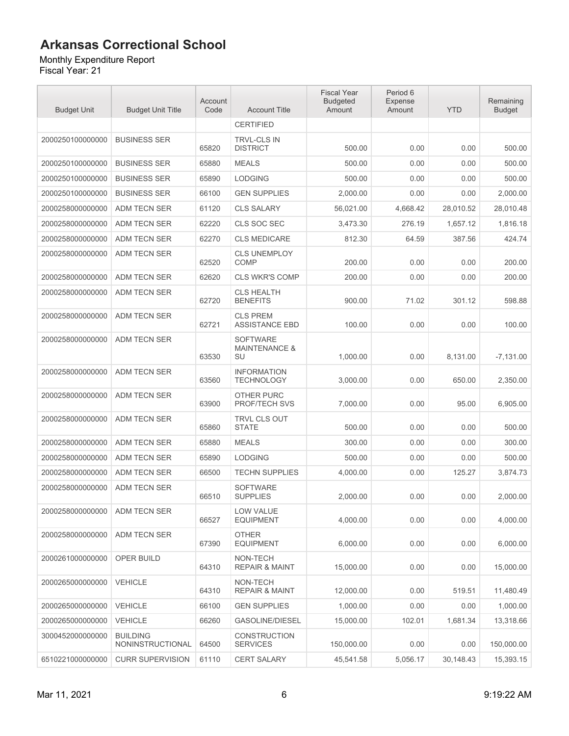# Arkansas Correctional School

Monthly Expenditure Report
Fiscal Year: 21

| Budget Unit | Budget Unit Title | Account Code | Account Title | Fiscal Year Budgeted Amount | Period 6 Expense Amount | YTD | Remaining Budget |
|---|---|---|---|---|---|---|---|
| | | | CERTIFIED | | | | |
| 2000250100000000 | BUSINESS SER | 65820 | TRVL-CLS IN DISTRICT | 500.00 | 0.00 | 0.00 | 500.00 |
| 2000250100000000 | BUSINESS SER | 65880 | MEALS | 500.00 | 0.00 | 0.00 | 500.00 |
| 2000250100000000 | BUSINESS SER | 65890 | LODGING | 500.00 | 0.00 | 0.00 | 500.00 |
| 2000250100000000 | BUSINESS SER | 66100 | GEN SUPPLIES | 2,000.00 | 0.00 | 0.00 | 2,000.00 |
| 2000258000000000 | ADM TECN SER | 61120 | CLS SALARY | 56,021.00 | 4,668.42 | 28,010.52 | 28,010.48 |
| 2000258000000000 | ADM TECN SER | 62220 | CLS SOC SEC | 3,473.30 | 276.19 | 1,657.12 | 1,816.18 |
| 2000258000000000 | ADM TECN SER | 62270 | CLS MEDICARE | 812.30 | 64.59 | 387.56 | 424.74 |
| 2000258000000000 | ADM TECN SER | 62520 | CLS UNEMPLOY COMP | 200.00 | 0.00 | 0.00 | 200.00 |
| 2000258000000000 | ADM TECN SER | 62620 | CLS WKR'S COMP | 200.00 | 0.00 | 0.00 | 200.00 |
| 2000258000000000 | ADM TECN SER | 62720 | CLS HEALTH BENEFITS | 900.00 | 71.02 | 301.12 | 598.88 |
| 2000258000000000 | ADM TECN SER | 62721 | CLS PREM ASSISTANCE EBD | 100.00 | 0.00 | 0.00 | 100.00 |
| 2000258000000000 | ADM TECN SER | 63530 | SOFTWARE MAINTENANCE & SU | 1,000.00 | 0.00 | 8,131.00 | -7,131.00 |
| 2000258000000000 | ADM TECN SER | 63560 | INFORMATION TECHNOLOGY | 3,000.00 | 0.00 | 650.00 | 2,350.00 |
| 2000258000000000 | ADM TECN SER | 63900 | OTHER PURC PROF/TECH SVS | 7,000.00 | 0.00 | 95.00 | 6,905.00 |
| 2000258000000000 | ADM TECN SER | 65860 | TRVL CLS OUT STATE | 500.00 | 0.00 | 0.00 | 500.00 |
| 2000258000000000 | ADM TECN SER | 65880 | MEALS | 300.00 | 0.00 | 0.00 | 300.00 |
| 2000258000000000 | ADM TECN SER | 65890 | LODGING | 500.00 | 0.00 | 0.00 | 500.00 |
| 2000258000000000 | ADM TECN SER | 66500 | TECHN SUPPLIES | 4,000.00 | 0.00 | 125.27 | 3,874.73 |
| 2000258000000000 | ADM TECN SER | 66510 | SOFTWARE SUPPLIES | 2,000.00 | 0.00 | 0.00 | 2,000.00 |
| 2000258000000000 | ADM TECN SER | 66527 | LOW VALUE EQUIPMENT | 4,000.00 | 0.00 | 0.00 | 4,000.00 |
| 2000258000000000 | ADM TECN SER | 67390 | OTHER EQUIPMENT | 6,000.00 | 0.00 | 0.00 | 6,000.00 |
| 2000261000000000 | OPER BUILD | 64310 | NON-TECH REPAIR & MAINT | 15,000.00 | 0.00 | 0.00 | 15,000.00 |
| 2000265000000000 | VEHICLE | 64310 | NON-TECH REPAIR & MAINT | 12,000.00 | 0.00 | 519.51 | 11,480.49 |
| 2000265000000000 | VEHICLE | 66100 | GEN SUPPLIES | 1,000.00 | 0.00 | 0.00 | 1,000.00 |
| 2000265000000000 | VEHICLE | 66260 | GASOLINE/DIESEL | 15,000.00 | 102.01 | 1,681.34 | 13,318.66 |
| 3000452000000000 | BUILDING NONINSTRUCTIONAL | 64500 | CONSTRUCTION SERVICES | 150,000.00 | 0.00 | 0.00 | 150,000.00 |
| 6510221000000000 | CURR SUPERVISION | 61110 | CERT SALARY | 45,541.58 | 5,056.17 | 30,148.43 | 15,393.15 |

Mar 11, 2021 9:19:22 AM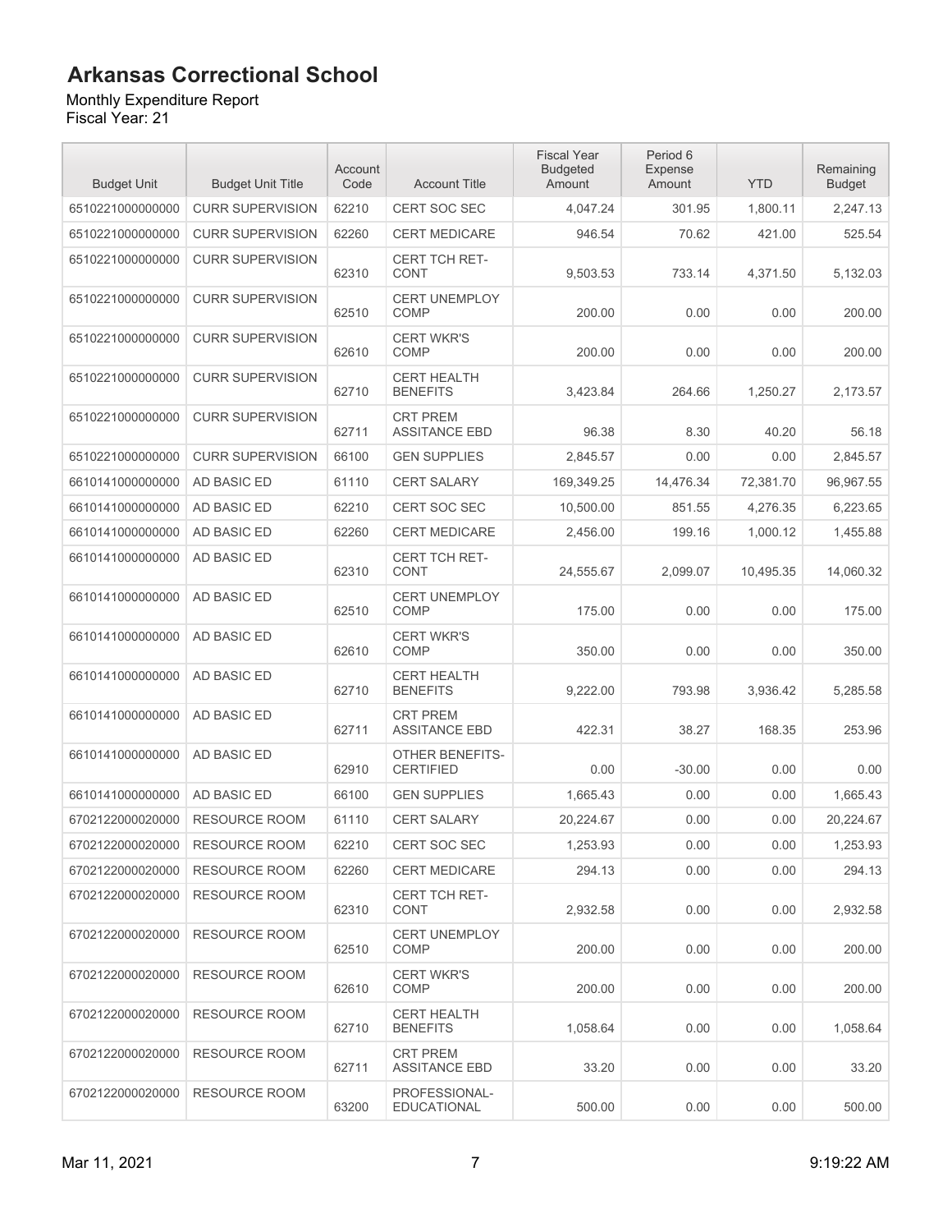# Arkansas Correctional School

Monthly Expenditure Report
Fiscal Year: 21

| Budget Unit | Budget Unit Title | Account Code | Account Title | Fiscal Year Budgeted Amount | Period 6 Expense Amount | YTD | Remaining Budget |
|---|---|---|---|---|---|---|---|
| 6510221000000000 | CURR SUPERVISION | 62210 | CERT SOC SEC | 4,047.24 | 301.95 | 1,800.11 | 2,247.13 |
| 6510221000000000 | CURR SUPERVISION | 62260 | CERT MEDICARE | 946.54 | 70.62 | 421.00 | 525.54 |
| 6510221000000000 | CURR SUPERVISION | 62310 | CERT TCH RET-CONT | 9,503.53 | 733.14 | 4,371.50 | 5,132.03 |
| 6510221000000000 | CURR SUPERVISION | 62510 | CERT UNEMPLOY COMP | 200.00 | 0.00 | 0.00 | 200.00 |
| 6510221000000000 | CURR SUPERVISION | 62610 | CERT WKR'S COMP | 200.00 | 0.00 | 0.00 | 200.00 |
| 6510221000000000 | CURR SUPERVISION | 62710 | CERT HEALTH BENEFITS | 3,423.84 | 264.66 | 1,250.27 | 2,173.57 |
| 6510221000000000 | CURR SUPERVISION | 62711 | CRT PREM ASSITANCE EBD | 96.38 | 8.30 | 40.20 | 56.18 |
| 6510221000000000 | CURR SUPERVISION | 66100 | GEN SUPPLIES | 2,845.57 | 0.00 | 0.00 | 2,845.57 |
| 6610141000000000 | AD BASIC ED | 61110 | CERT SALARY | 169,349.25 | 14,476.34 | 72,381.70 | 96,967.55 |
| 6610141000000000 | AD BASIC ED | 62210 | CERT SOC SEC | 10,500.00 | 851.55 | 4,276.35 | 6,223.65 |
| 6610141000000000 | AD BASIC ED | 62260 | CERT MEDICARE | 2,456.00 | 199.16 | 1,000.12 | 1,455.88 |
| 6610141000000000 | AD BASIC ED | 62310 | CERT TCH RET-CONT | 24,555.67 | 2,099.07 | 10,495.35 | 14,060.32 |
| 6610141000000000 | AD BASIC ED | 62510 | CERT UNEMPLOY COMP | 175.00 | 0.00 | 0.00 | 175.00 |
| 6610141000000000 | AD BASIC ED | 62610 | CERT WKR'S COMP | 350.00 | 0.00 | 0.00 | 350.00 |
| 6610141000000000 | AD BASIC ED | 62710 | CERT HEALTH BENEFITS | 9,222.00 | 793.98 | 3,936.42 | 5,285.58 |
| 6610141000000000 | AD BASIC ED | 62711 | CRT PREM ASSITANCE EBD | 422.31 | 38.27 | 168.35 | 253.96 |
| 6610141000000000 | AD BASIC ED | 62910 | OTHER BENEFITS-CERTIFIED | 0.00 | -30.00 | 0.00 | 0.00 |
| 6610141000000000 | AD BASIC ED | 66100 | GEN SUPPLIES | 1,665.43 | 0.00 | 0.00 | 1,665.43 |
| 6702122000020000 | RESOURCE ROOM | 61110 | CERT SALARY | 20,224.67 | 0.00 | 0.00 | 20,224.67 |
| 6702122000020000 | RESOURCE ROOM | 62210 | CERT SOC SEC | 1,253.93 | 0.00 | 0.00 | 1,253.93 |
| 6702122000020000 | RESOURCE ROOM | 62260 | CERT MEDICARE | 294.13 | 0.00 | 0.00 | 294.13 |
| 6702122000020000 | RESOURCE ROOM | 62310 | CERT TCH RET-CONT | 2,932.58 | 0.00 | 0.00 | 2,932.58 |
| 6702122000020000 | RESOURCE ROOM | 62510 | CERT UNEMPLOY COMP | 200.00 | 0.00 | 0.00 | 200.00 |
| 6702122000020000 | RESOURCE ROOM | 62610 | CERT WKR'S COMP | 200.00 | 0.00 | 0.00 | 200.00 |
| 6702122000020000 | RESOURCE ROOM | 62710 | CERT HEALTH BENEFITS | 1,058.64 | 0.00 | 0.00 | 1,058.64 |
| 6702122000020000 | RESOURCE ROOM | 62711 | CRT PREM ASSITANCE EBD | 33.20 | 0.00 | 0.00 | 33.20 |
| 6702122000020000 | RESOURCE ROOM | 63200 | PROFESSIONAL-EDUCATIONAL | 500.00 | 0.00 | 0.00 | 500.00 |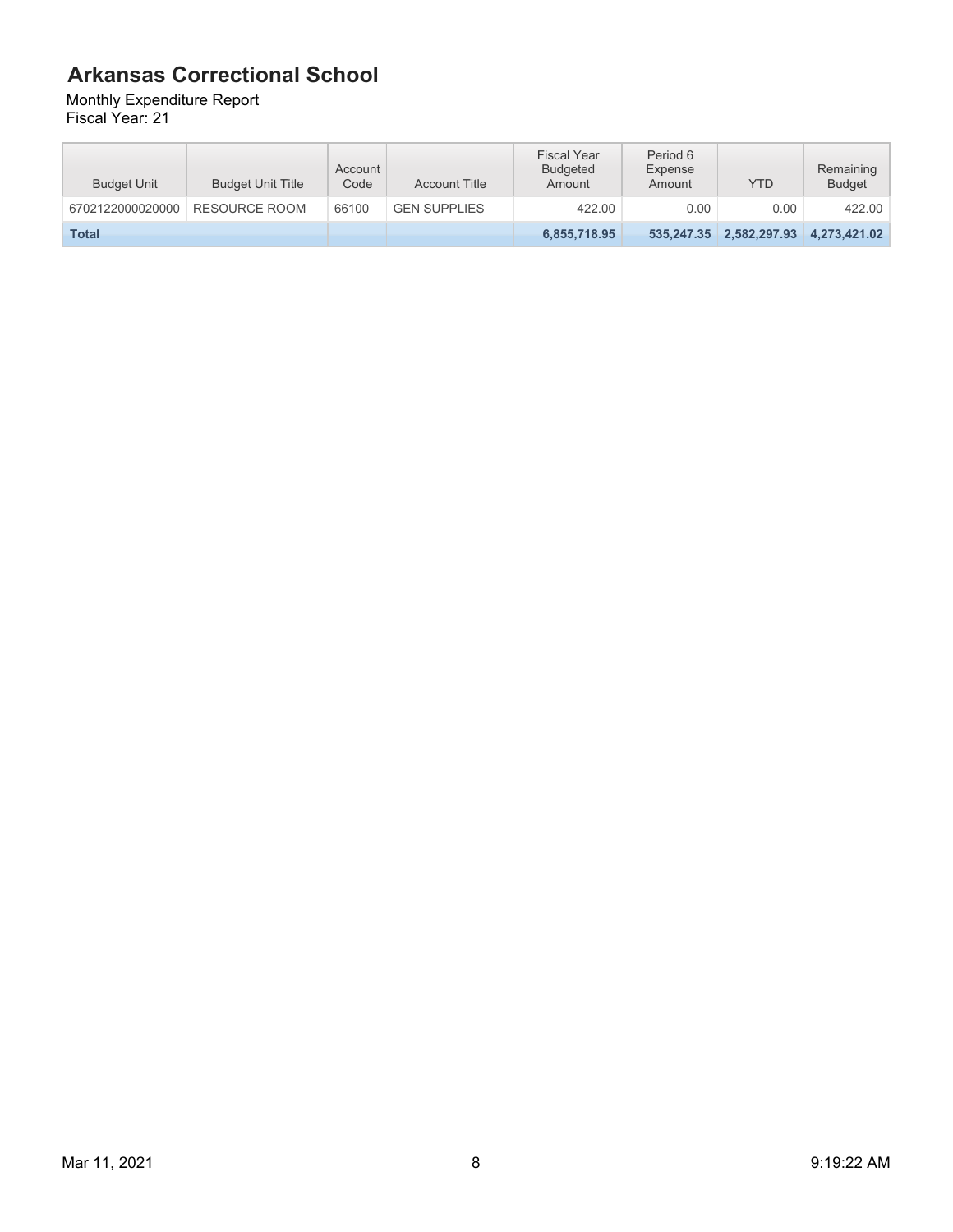# Arkansas Correctional School

Monthly Expenditure Report
Fiscal Year: 21

| Budget Unit | Budget Unit Title | Account Code | Account Title | Fiscal Year Budgeted Amount | Period 6 Expense Amount | YTD | Remaining Budget |
|---|---|---|---|---|---|---|---|
| 6702122000020000 | RESOURCE ROOM | 66100 | GEN SUPPLIES | 422.00 | 0.00 | 0.00 | 422.00 |
| **Total** | | | | **6,855,718.95** | **535,247.35** | **2,582,297.93** | **4,273,421.02** |

Mar 11, 2021 9:19:22 AM